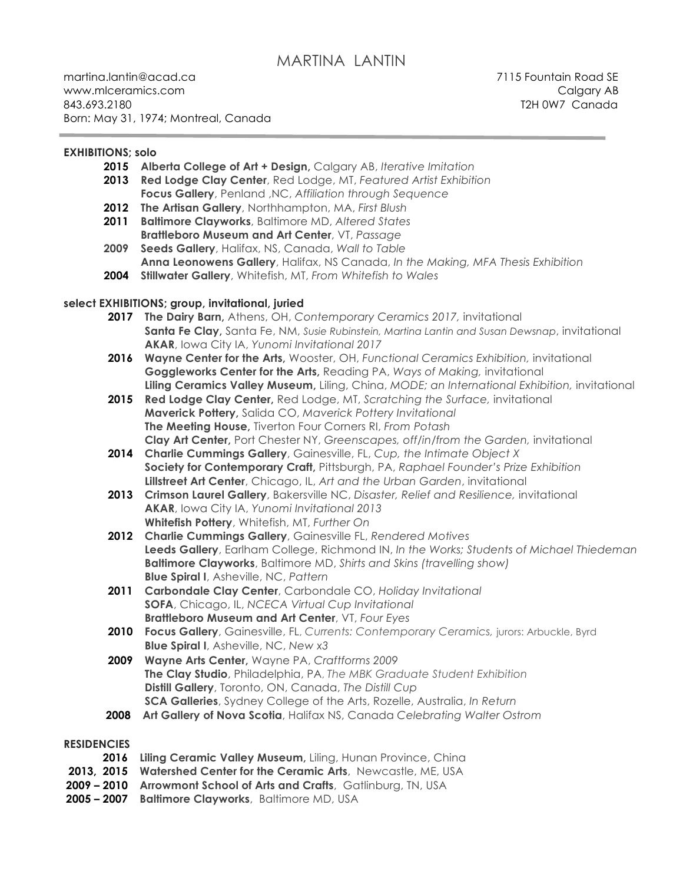# MARTINA LANTIN

martina.lantin@acad.ca
www.mlceramics.com
843.693.2180
Born: May 31, 1974; Montreal, Canada

7115 Fountain Road SE
Calgary AB
T2H 0W7 Canada

---

## EXHIBITIONS; solo

**2015** **Alberta College of Art + Design,** Calgary AB, *Iterative Imitation*
**2013** **Red Lodge Clay Center**, Red Lodge, MT, *Featured Artist Exhibition*
**Focus Gallery**, Penland ,NC, *Affiliation through Sequence*
**2012** **The Artisan Gallery**, Northhampton, MA, *First Blush*
**2011** **Baltimore Clayworks**, Baltimore MD, *Altered States*
**Brattleboro Museum and Art Center**, VT, *Passage*
**2009** **Seeds Gallery**, Halifax, NS, Canada, *Wall to Table*
**Anna Leonowens Gallery**, Halifax, NS Canada, *In the Making, MFA Thesis Exhibition*
**2004** **Stillwater Gallery**, Whitefish, MT, *From Whitefish to Wales*

## select EXHIBITIONS; group, invitational, juried

**2017** **The Dairy Barn,** Athens, OH, *Contemporary Ceramics 2017,* invitational
**Santa Fe Clay,** Santa Fe, NM, *Susie Rubinstein, Martina Lantin and Susan Dewsnap*, invitational
**AKAR**, Iowa City IA, *Yunomi Invitational 2017*
**2016** **Wayne Center for the Arts,** Wooster, OH, *Functional Ceramics Exhibition,* invitational
**Goggleworks Center for the Arts,** Reading PA, *Ways of Making,* invitational
**Liling Ceramics Valley Museum,** Liling, China, *MODE; an International Exhibition,* invitational
**2015** **Red Lodge Clay Center,** Red Lodge, MT, *Scratching the Surface,* invitational
**Maverick Pottery,** Salida CO, *Maverick Pottery Invitational*
**The Meeting House,** Tiverton Four Corners RI, *From Potash*
**Clay Art Center,** Port Chester NY, *Greenscapes, off/in/from the Garden,* invitational
**2014** **Charlie Cummings Gallery**, Gainesville, FL, *Cup, the Intimate Object X*
**Society for Contemporary Craft,** Pittsburgh, PA, *Raphael Founder's Prize Exhibition*
**Lillstreet Art Center**, Chicago, IL, *Art and the Urban Garden*, invitational
**2013** **Crimson Laurel Gallery**, Bakersville NC, *Disaster, Relief and Resilience,* invitational
**AKAR**, Iowa City IA, *Yunomi Invitational 2013*
**Whitefish Pottery**, Whitefish, MT, *Further On*
**2012** **Charlie Cummings Gallery**, Gainesville FL, *Rendered Motives*
**Leeds Gallery**, Earlham College, Richmond IN, *In the Works; Students of Michael Thiedeman*
**Baltimore Clayworks**, Baltimore MD, *Shirts and Skins (travelling show)*
**Blue Spiral I**, Asheville, NC, *Pattern*
**2011** **Carbondale Clay Center**, Carbondale CO, *Holiday Invitational*
**SOFA**, Chicago, IL, *NCECA Virtual Cup Invitational*
**Brattleboro Museum and Art Center**, VT, *Four Eyes*
**2010** **Focus Gallery**, Gainesville, FL, *Currents: Contemporary Ceramics,* jurors: Arbuckle, Byrd
**Blue Spiral I**, Asheville, NC, *New x3*
**2009** **Wayne Arts Center,** Wayne PA, *Craftforms 2009*
**The Clay Studio**, Philadelphia, PA, *The MBK Graduate Student Exhibition*
**Distill Gallery**, Toronto, ON, Canada, *The Distill Cup*
**SCA Galleries**, Sydney College of the Arts, Rozelle, Australia, *In Return*
**2008** **Art Gallery of Nova Scotia**, Halifax NS, Canada *Celebrating Walter Ostrom*

## RESIDENCIES

**2016** **Liling Ceramic Valley Museum,** Liling, Hunan Province, China
**2013, 2015** **Watershed Center for the Ceramic Arts**, Newcastle, ME, USA
**2009 – 2010** **Arrowmont School of Arts and Crafts**, Gatlinburg, TN, USA
**2005 – 2007** **Baltimore Clayworks**, Baltimore MD, USA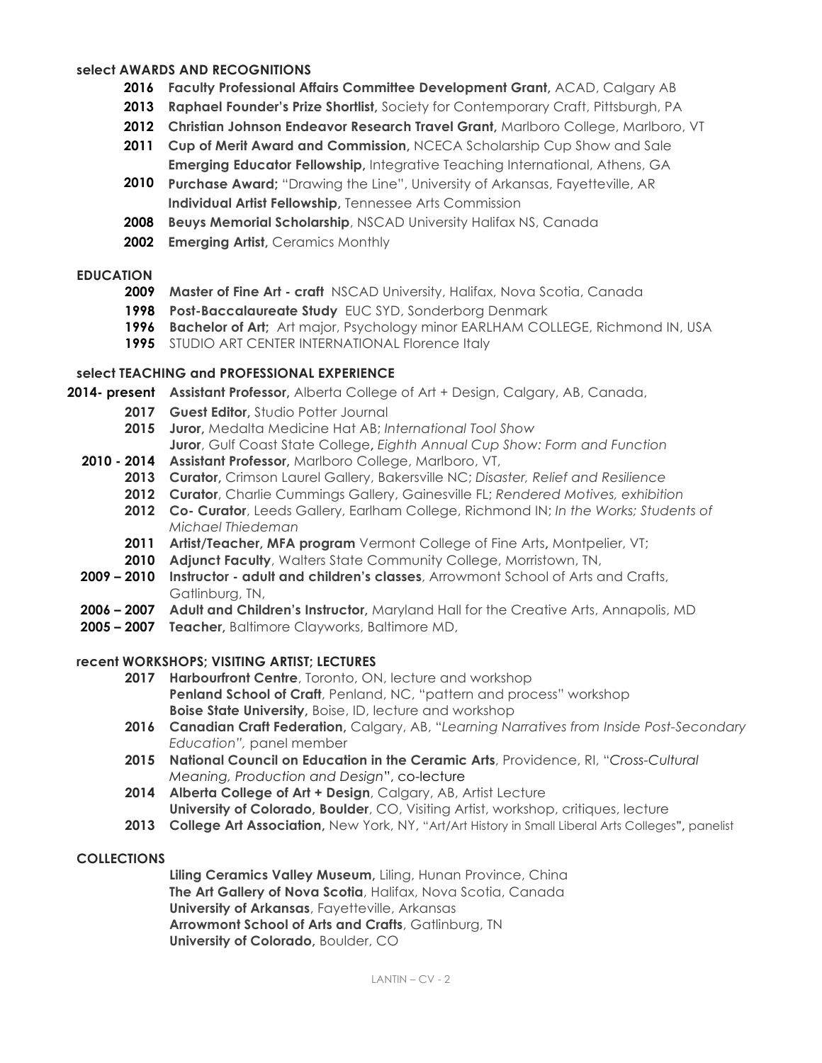## select AWARDS AND RECOGNITIONS

**2016** **Faculty Professional Affairs Committee Development Grant,** ACAD, Calgary AB

**2013** **Raphael Founder's Prize Shortlist,** Society for Contemporary Craft, Pittsburgh, PA

**2012** **Christian Johnson Endeavor Research Travel Grant,** Marlboro College, Marlboro, VT

**2011** **Cup of Merit Award and Commission,** NCECA Scholarship Cup Show and Sale
**Emerging Educator Fellowship,** Integrative Teaching International, Athens, GA

**2010** **Purchase Award;** "Drawing the Line", University of Arkansas, Fayetteville, AR
**Individual Artist Fellowship,** Tennessee Arts Commission

**2008** **Beuys Memorial Scholarship**, NSCAD University Halifax NS, Canada

**2002** **Emerging Artist,** Ceramics Monthly

## EDUCATION

**2009** **Master of Fine Art - craft** NSCAD University, Halifax, Nova Scotia, Canada

**1998** **Post-Baccalaureate Study** EUC SYD, Sonderborg Denmark

**1996** **Bachelor of Art;** Art major, Psychology minor EARLHAM COLLEGE, Richmond IN, USA

**1995** STUDIO ART CENTER INTERNATIONAL Florence Italy

## select TEACHING and PROFESSIONAL EXPERIENCE

**2014- present** **Assistant Professor,** Alberta College of Art + Design, Calgary, AB, Canada,

**2017** **Guest Editor,** Studio Potter Journal

**2015** **Juror,** Medalta Medicine Hat AB; *International Tool Show*
**Juror**, Gulf Coast State College**,** *Eighth Annual Cup Show: Form and Function*

**2010 - 2014** **Assistant Professor,** Marlboro College, Marlboro, VT,

**2013** **Curator,** Crimson Laurel Gallery, Bakersville NC; *Disaster, Relief and Resilience*

**2012** **Curator**, Charlie Cummings Gallery, Gainesville FL; *Rendered Motives, exhibition*

**2012** **Co- Curator**, Leeds Gallery, Earlham College, Richmond IN; *In the Works; Students of Michael Thiedeman*

**2011** **Artist/Teacher, MFA program** Vermont College of Fine Arts**,** Montpelier, VT;

**2010** **Adjunct Faculty**, Walters State Community College, Morristown, TN,

**2009 – 2010** **Instructor - adult and children's classes**, Arrowmont School of Arts and Crafts, Gatlinburg, TN,

**2006 – 2007** **Adult and Children's Instructor,** Maryland Hall for the Creative Arts, Annapolis, MD

**2005 – 2007** **Teacher,** Baltimore Clayworks, Baltimore MD,

## recent WORKSHOPS; VISITING ARTIST; LECTURES

**2017** **Harbourfront Centre**, Toronto, ON, lecture and workshop
**Penland School of Craft**, Penland, NC, "pattern and process" workshop
**Boise State University,** Boise, ID, lecture and workshop

**2016** **Canadian Craft Federation,** Calgary, AB, "*Learning Narratives from Inside Post-Secondary Education",* panel member

**2015** **National Council on Education in the Ceramic Arts**, Providence, RI, "*Cross-Cultural Meaning, Production and Design*", co-lecture

**2014** **Alberta College of Art + Design**, Calgary, AB, Artist Lecture
**University of Colorado, Boulder**, CO, Visiting Artist, workshop, critiques, lecture

**2013** **College Art Association,** New York, NY, "Art/Art History in Small Liberal Arts Colleges**",** panelist

## COLLECTIONS

**Liling Ceramics Valley Museum,** Liling, Hunan Province, China
**The Art Gallery of Nova Scotia**, Halifax, Nova Scotia, Canada
**University of Arkansas**, Fayetteville, Arkansas
**Arrowmont School of Arts and Crafts**, Gatlinburg, TN
**University of Colorado,** Boulder, CO